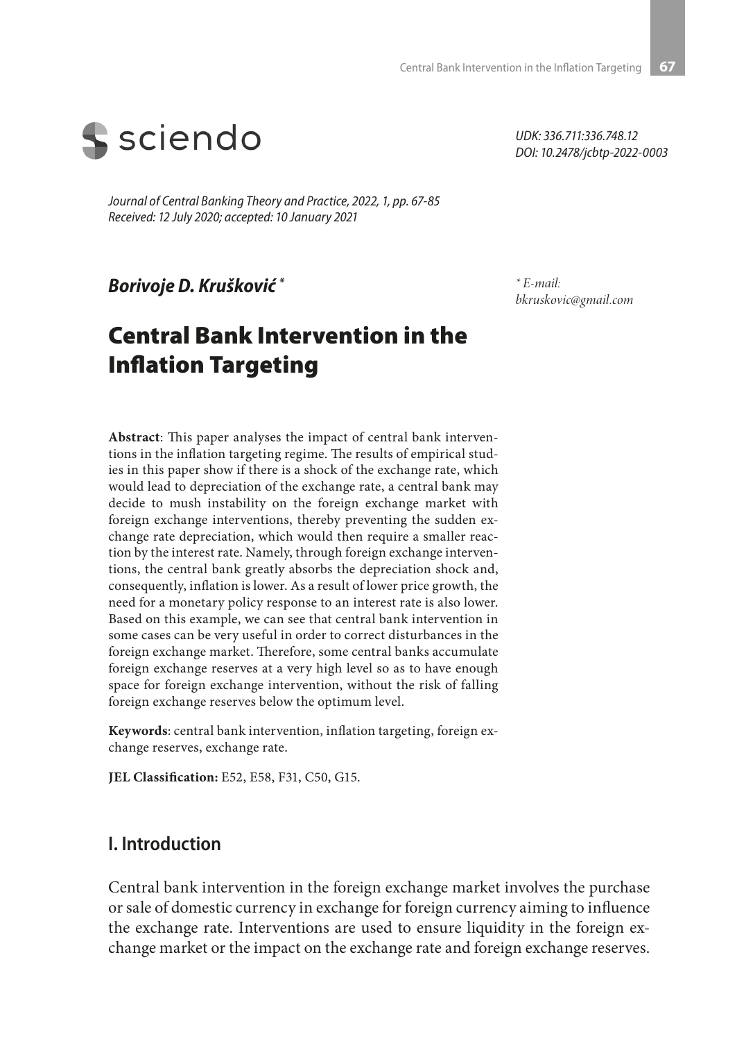sciendo

*UDK: 336.711:336.748.12*
*DOI: 10.2478/jcbtp-2022-0003*

*Journal of Central Banking Theory and Practice, 2022, 1, pp. 67-85*
*Received: 12 July 2020; accepted: 10 January 2021*

***Borivoje D. Krušković*** *

\* *E-mail: bkruskovic@gmail.com*

# Central Bank Intervention in the Inflation Targeting

**Abstract**: This paper analyses the impact of central bank interventions in the inflation targeting regime. The results of empirical studies in this paper show if there is a shock of the exchange rate, which would lead to depreciation of the exchange rate, a central bank may decide to mush instability on the foreign exchange market with foreign exchange interventions, thereby preventing the sudden exchange rate depreciation, which would then require a smaller reaction by the interest rate. Namely, through foreign exchange interventions, the central bank greatly absorbs the depreciation shock and, consequently, inflation is lower. As a result of lower price growth, the need for a monetary policy response to an interest rate is also lower. Based on this example, we can see that central bank intervention in some cases can be very useful in order to correct disturbances in the foreign exchange market. Therefore, some central banks accumulate foreign exchange reserves at a very high level so as to have enough space for foreign exchange intervention, without the risk of falling foreign exchange reserves below the optimum level.

**Keywords**: central bank intervention, inflation targeting, foreign exchange reserves, exchange rate.

**JEL Classification:** E52, E58, F31, C50, G15.

## I. Introduction

Central bank intervention in the foreign exchange market involves the purchase or sale of domestic currency in exchange for foreign currency aiming to influence the exchange rate. Interventions are used to ensure liquidity in the foreign exchange market or the impact on the exchange rate and foreign exchange reserves.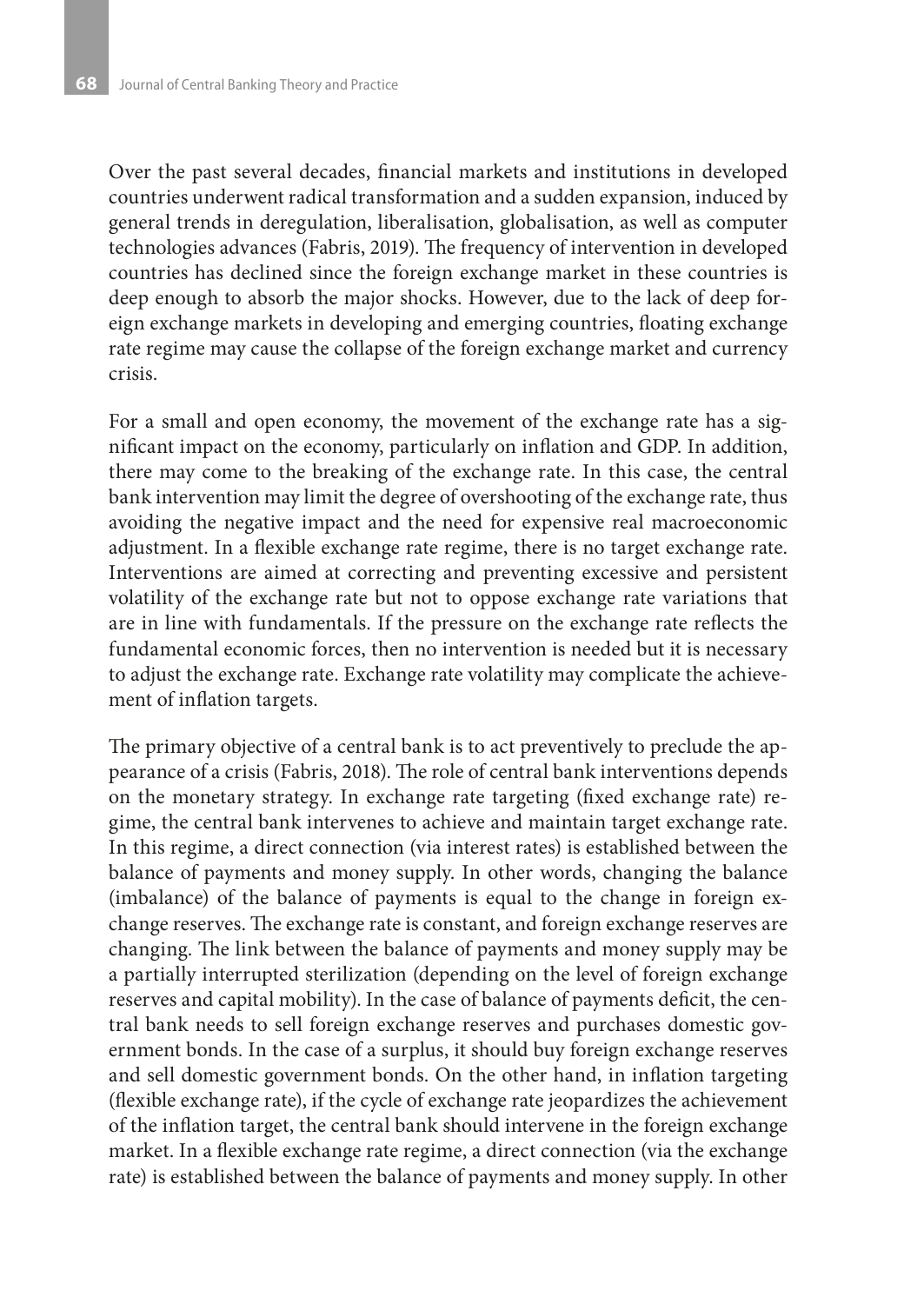Over the past several decades, financial markets and institutions in developed countries underwent radical transformation and a sudden expansion, induced by general trends in deregulation, liberalisation, globalisation, as well as computer technologies advances (Fabris, 2019). The frequency of intervention in developed countries has declined since the foreign exchange market in these countries is deep enough to absorb the major shocks. However, due to the lack of deep foreign exchange markets in developing and emerging countries, floating exchange rate regime may cause the collapse of the foreign exchange market and currency crisis.

For a small and open economy, the movement of the exchange rate has a significant impact on the economy, particularly on inflation and GDP. In addition, there may come to the breaking of the exchange rate. In this case, the central bank intervention may limit the degree of overshooting of the exchange rate, thus avoiding the negative impact and the need for expensive real macroeconomic adjustment. In a flexible exchange rate regime, there is no target exchange rate. Interventions are aimed at correcting and preventing excessive and persistent volatility of the exchange rate but not to oppose exchange rate variations that are in line with fundamentals. If the pressure on the exchange rate reflects the fundamental economic forces, then no intervention is needed but it is necessary to adjust the exchange rate. Exchange rate volatility may complicate the achievement of inflation targets.

The primary objective of a central bank is to act preventively to preclude the appearance of a crisis (Fabris, 2018). The role of central bank interventions depends on the monetary strategy. In exchange rate targeting (fixed exchange rate) regime, the central bank intervenes to achieve and maintain target exchange rate. In this regime, a direct connection (via interest rates) is established between the balance of payments and money supply. In other words, changing the balance (imbalance) of the balance of payments is equal to the change in foreign exchange reserves. The exchange rate is constant, and foreign exchange reserves are changing. The link between the balance of payments and money supply may be a partially interrupted sterilization (depending on the level of foreign exchange reserves and capital mobility). In the case of balance of payments deficit, the central bank needs to sell foreign exchange reserves and purchases domestic government bonds. In the case of a surplus, it should buy foreign exchange reserves and sell domestic government bonds. On the other hand, in inflation targeting (flexible exchange rate), if the cycle of exchange rate jeopardizes the achievement of the inflation target, the central bank should intervene in the foreign exchange market. In a flexible exchange rate regime, a direct connection (via the exchange rate) is established between the balance of payments and money supply. In other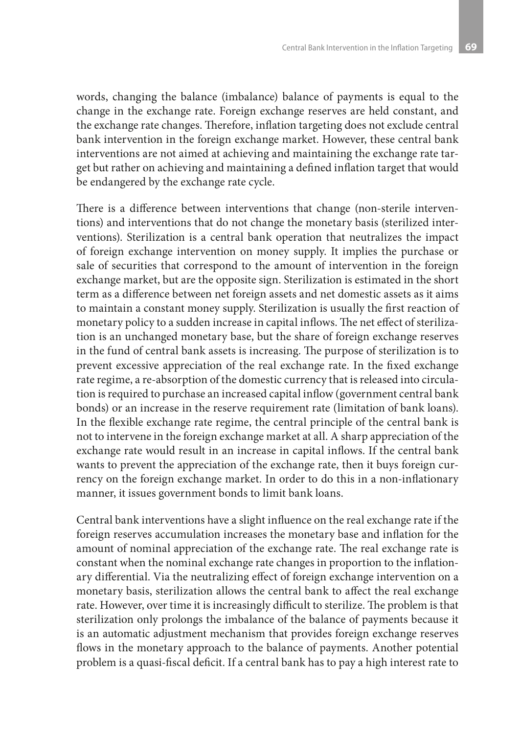words, changing the balance (imbalance) balance of payments is equal to the change in the exchange rate. Foreign exchange reserves are held constant, and the exchange rate changes. Therefore, inflation targeting does not exclude central bank intervention in the foreign exchange market. However, these central bank interventions are not aimed at achieving and maintaining the exchange rate target but rather on achieving and maintaining a defined inflation target that would be endangered by the exchange rate cycle.

There is a difference between interventions that change (non-sterile interventions) and interventions that do not change the monetary basis (sterilized interventions). Sterilization is a central bank operation that neutralizes the impact of foreign exchange intervention on money supply. It implies the purchase or sale of securities that correspond to the amount of intervention in the foreign exchange market, but are the opposite sign. Sterilization is estimated in the short term as a difference between net foreign assets and net domestic assets as it aims to maintain a constant money supply. Sterilization is usually the first reaction of monetary policy to a sudden increase in capital inflows. The net effect of sterilization is an unchanged monetary base, but the share of foreign exchange reserves in the fund of central bank assets is increasing. The purpose of sterilization is to prevent excessive appreciation of the real exchange rate. In the fixed exchange rate regime, a re-absorption of the domestic currency that is released into circulation is required to purchase an increased capital inflow (government central bank bonds) or an increase in the reserve requirement rate (limitation of bank loans). In the flexible exchange rate regime, the central principle of the central bank is not to intervene in the foreign exchange market at all. A sharp appreciation of the exchange rate would result in an increase in capital inflows. If the central bank wants to prevent the appreciation of the exchange rate, then it buys foreign currency on the foreign exchange market. In order to do this in a non-inflationary manner, it issues government bonds to limit bank loans.

Central bank interventions have a slight influence on the real exchange rate if the foreign reserves accumulation increases the monetary base and inflation for the amount of nominal appreciation of the exchange rate. The real exchange rate is constant when the nominal exchange rate changes in proportion to the inflationary differential. Via the neutralizing effect of foreign exchange intervention on a monetary basis, sterilization allows the central bank to affect the real exchange rate. However, over time it is increasingly difficult to sterilize. The problem is that sterilization only prolongs the imbalance of the balance of payments because it is an automatic adjustment mechanism that provides foreign exchange reserves flows in the monetary approach to the balance of payments. Another potential problem is a quasi-fiscal deficit. If a central bank has to pay a high interest rate to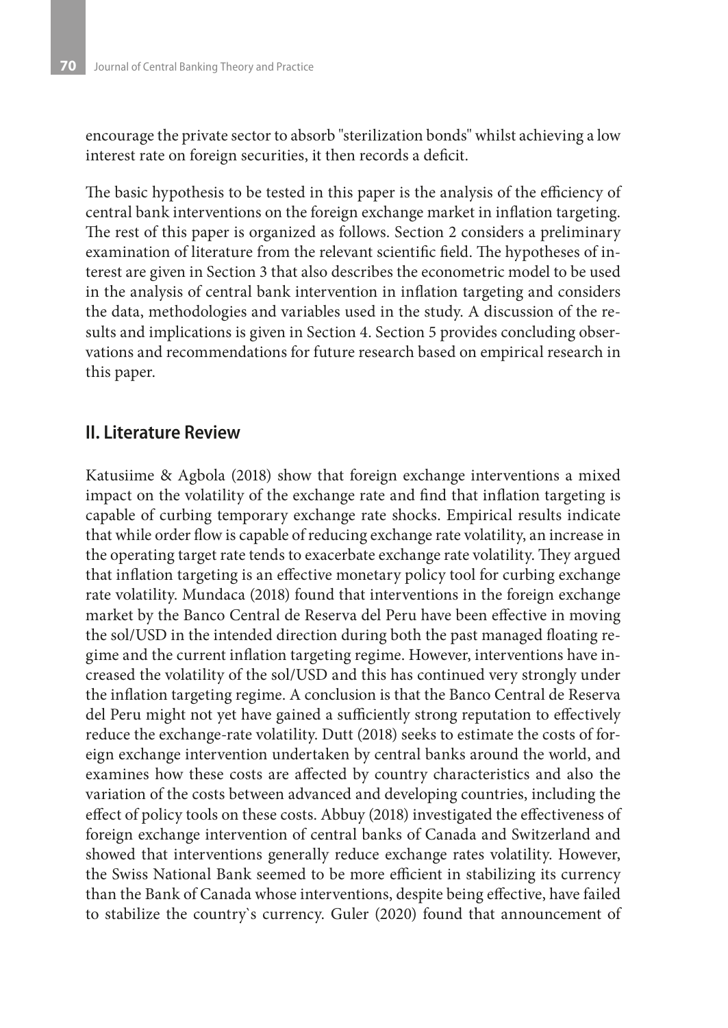encourage the private sector to absorb "sterilization bonds" whilst achieving a low interest rate on foreign securities, it then records a deficit.

The basic hypothesis to be tested in this paper is the analysis of the efficiency of central bank interventions on the foreign exchange market in inflation targeting. The rest of this paper is organized as follows. Section 2 considers a preliminary examination of literature from the relevant scientific field. The hypotheses of interest are given in Section 3 that also describes the econometric model to be used in the analysis of central bank intervention in inflation targeting and considers the data, methodologies and variables used in the study. A discussion of the results and implications is given in Section 4. Section 5 provides concluding observations and recommendations for future research based on empirical research in this paper.

## II. Literature Review

Katusiime & Agbola (2018) show that foreign exchange interventions a mixed impact on the volatility of the exchange rate and find that inflation targeting is capable of curbing temporary exchange rate shocks. Empirical results indicate that while order flow is capable of reducing exchange rate volatility, an increase in the operating target rate tends to exacerbate exchange rate volatility. They argued that inflation targeting is an effective monetary policy tool for curbing exchange rate volatility. Mundaca (2018) found that interventions in the foreign exchange market by the Banco Central de Reserva del Peru have been effective in moving the sol/USD in the intended direction during both the past managed floating regime and the current inflation targeting regime. However, interventions have increased the volatility of the sol/USD and this has continued very strongly under the inflation targeting regime. A conclusion is that the Banco Central de Reserva del Peru might not yet have gained a sufficiently strong reputation to effectively reduce the exchange-rate volatility. Dutt (2018) seeks to estimate the costs of foreign exchange intervention undertaken by central banks around the world, and examines how these costs are affected by country characteristics and also the variation of the costs between advanced and developing countries, including the effect of policy tools on these costs. Abbuy (2018) investigated the effectiveness of foreign exchange intervention of central banks of Canada and Switzerland and showed that interventions generally reduce exchange rates volatility. However, the Swiss National Bank seemed to be more efficient in stabilizing its currency than the Bank of Canada whose interventions, despite being effective, have failed to stabilize the country`s currency. Guler (2020) found that announcement of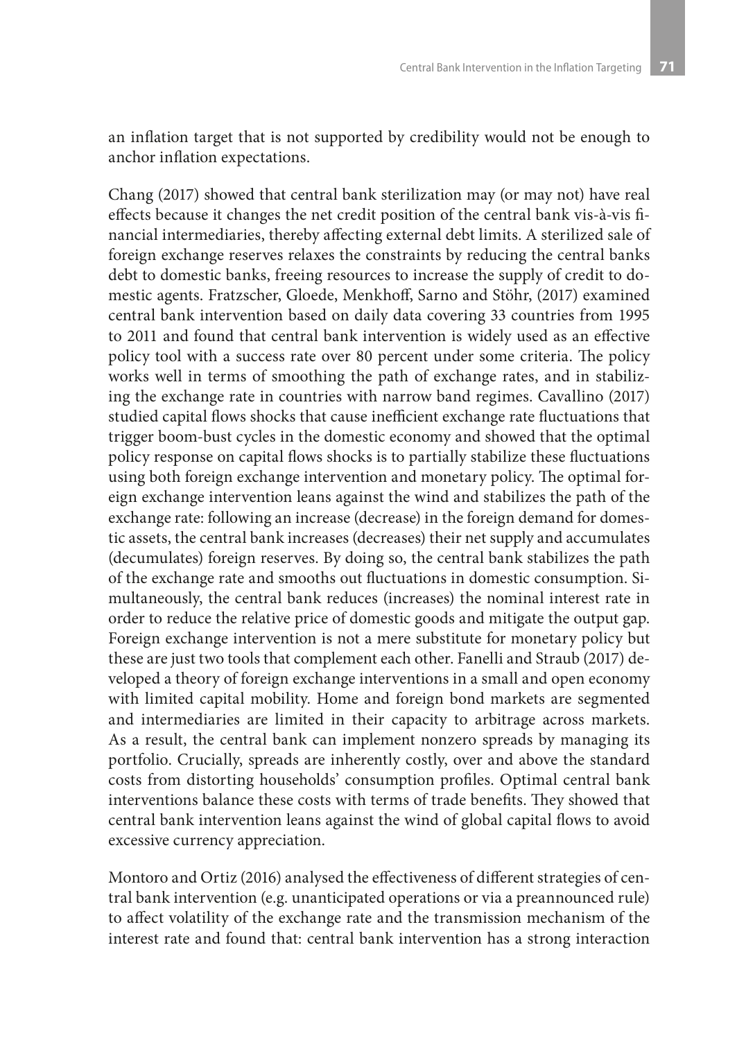an inflation target that is not supported by credibility would not be enough to anchor inflation expectations.

Chang (2017) showed that central bank sterilization may (or may not) have real effects because it changes the net credit position of the central bank vis-à-vis financial intermediaries, thereby affecting external debt limits. A sterilized sale of foreign exchange reserves relaxes the constraints by reducing the central banks debt to domestic banks, freeing resources to increase the supply of credit to domestic agents. Fratzscher, Gloede, Menkhoff, Sarno and Stöhr, (2017) examined central bank intervention based on daily data covering 33 countries from 1995 to 2011 and found that central bank intervention is widely used as an effective policy tool with a success rate over 80 percent under some criteria. The policy works well in terms of smoothing the path of exchange rates, and in stabilizing the exchange rate in countries with narrow band regimes. Cavallino (2017) studied capital flows shocks that cause inefficient exchange rate fluctuations that trigger boom-bust cycles in the domestic economy and showed that the optimal policy response on capital flows shocks is to partially stabilize these fluctuations using both foreign exchange intervention and monetary policy. The optimal foreign exchange intervention leans against the wind and stabilizes the path of the exchange rate: following an increase (decrease) in the foreign demand for domestic assets, the central bank increases (decreases) their net supply and accumulates (decumulates) foreign reserves. By doing so, the central bank stabilizes the path of the exchange rate and smooths out fluctuations in domestic consumption. Simultaneously, the central bank reduces (increases) the nominal interest rate in order to reduce the relative price of domestic goods and mitigate the output gap. Foreign exchange intervention is not a mere substitute for monetary policy but these are just two tools that complement each other. Fanelli and Straub (2017) developed a theory of foreign exchange interventions in a small and open economy with limited capital mobility. Home and foreign bond markets are segmented and intermediaries are limited in their capacity to arbitrage across markets. As a result, the central bank can implement nonzero spreads by managing its portfolio. Crucially, spreads are inherently costly, over and above the standard costs from distorting households' consumption profiles. Optimal central bank interventions balance these costs with terms of trade benefits. They showed that central bank intervention leans against the wind of global capital flows to avoid excessive currency appreciation.

Montoro and Ortiz (2016) analysed the effectiveness of different strategies of central bank intervention (e.g. unanticipated operations or via a preannounced rule) to affect volatility of the exchange rate and the transmission mechanism of the interest rate and found that: central bank intervention has a strong interaction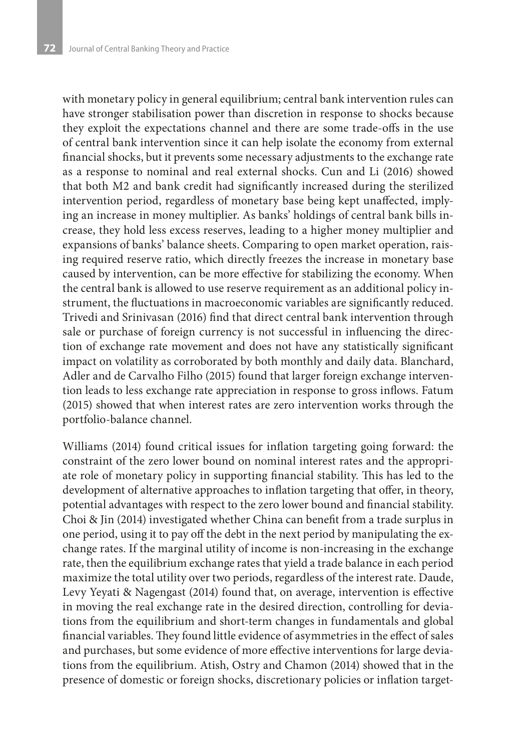with monetary policy in general equilibrium; central bank intervention rules can have stronger stabilisation power than discretion in response to shocks because they exploit the expectations channel and there are some trade-offs in the use of central bank intervention since it can help isolate the economy from external financial shocks, but it prevents some necessary adjustments to the exchange rate as a response to nominal and real external shocks. Cun and Li (2016) showed that both M2 and bank credit had significantly increased during the sterilized intervention period, regardless of monetary base being kept unaffected, implying an increase in money multiplier. As banks' holdings of central bank bills increase, they hold less excess reserves, leading to a higher money multiplier and expansions of banks' balance sheets. Comparing to open market operation, raising required reserve ratio, which directly freezes the increase in monetary base caused by intervention, can be more effective for stabilizing the economy. When the central bank is allowed to use reserve requirement as an additional policy instrument, the fluctuations in macroeconomic variables are significantly reduced. Trivedi and Srinivasan (2016) find that direct central bank intervention through sale or purchase of foreign currency is not successful in influencing the direction of exchange rate movement and does not have any statistically significant impact on volatility as corroborated by both monthly and daily data. Blanchard, Adler and de Carvalho Filho (2015) found that larger foreign exchange intervention leads to less exchange rate appreciation in response to gross inflows. Fatum (2015) showed that when interest rates are zero intervention works through the portfolio-balance channel.

Williams (2014) found critical issues for inflation targeting going forward: the constraint of the zero lower bound on nominal interest rates and the appropriate role of monetary policy in supporting financial stability. This has led to the development of alternative approaches to inflation targeting that offer, in theory, potential advantages with respect to the zero lower bound and financial stability. Choi & Jin (2014) investigated whether China can benefit from a trade surplus in one period, using it to pay off the debt in the next period by manipulating the exchange rates. If the marginal utility of income is non-increasing in the exchange rate, then the equilibrium exchange rates that yield a trade balance in each period maximize the total utility over two periods, regardless of the interest rate. Daude, Levy Yeyati & Nagengast (2014) found that, on average, intervention is effective in moving the real exchange rate in the desired direction, controlling for deviations from the equilibrium and short-term changes in fundamentals and global financial variables. They found little evidence of asymmetries in the effect of sales and purchases, but some evidence of more effective interventions for large deviations from the equilibrium. Atish, Ostry and Chamon (2014) showed that in the presence of domestic or foreign shocks, discretionary policies or inflation target-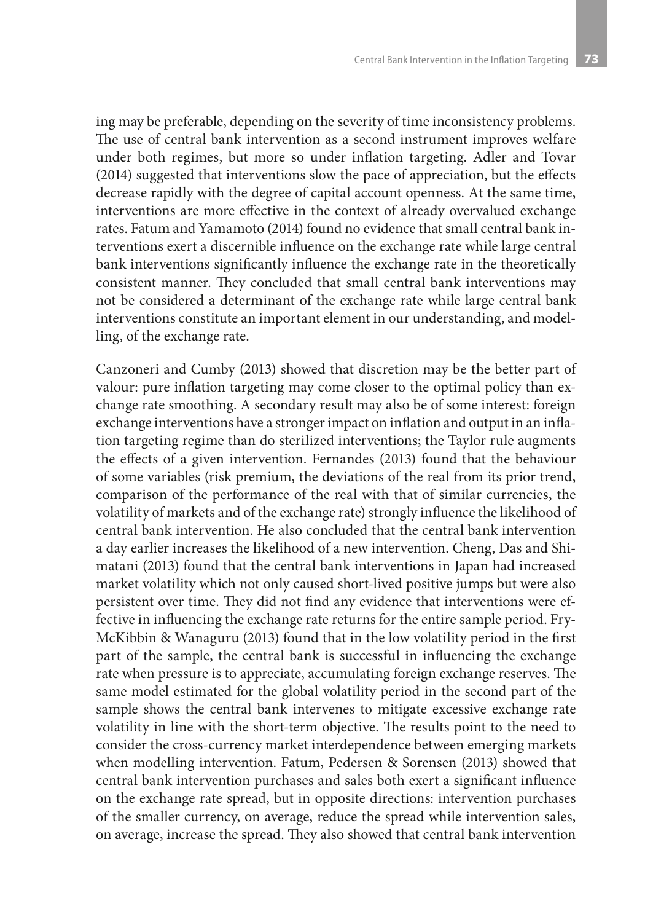ing may be preferable, depending on the severity of time inconsistency problems. The use of central bank intervention as a second instrument improves welfare under both regimes, but more so under inflation targeting. Adler and Tovar (2014) suggested that interventions slow the pace of appreciation, but the effects decrease rapidly with the degree of capital account openness. At the same time, interventions are more effective in the context of already overvalued exchange rates. Fatum and Yamamoto (2014) found no evidence that small central bank interventions exert a discernible influence on the exchange rate while large central bank interventions significantly influence the exchange rate in the theoretically consistent manner. They concluded that small central bank interventions may not be considered a determinant of the exchange rate while large central bank interventions constitute an important element in our understanding, and modelling, of the exchange rate.

Canzoneri and Cumby (2013) showed that discretion may be the better part of valour: pure inflation targeting may come closer to the optimal policy than exchange rate smoothing. A secondary result may also be of some interest: foreign exchange interventions have a stronger impact on inflation and output in an inflation targeting regime than do sterilized interventions; the Taylor rule augments the effects of a given intervention. Fernandes (2013) found that the behaviour of some variables (risk premium, the deviations of the real from its prior trend, comparison of the performance of the real with that of similar currencies, the volatility of markets and of the exchange rate) strongly influence the likelihood of central bank intervention. He also concluded that the central bank intervention a day earlier increases the likelihood of a new intervention. Cheng, Das and Shimatani (2013) found that the central bank interventions in Japan had increased market volatility which not only caused short-lived positive jumps but were also persistent over time. They did not find any evidence that interventions were effective in influencing the exchange rate returns for the entire sample period. Fry-McKibbin & Wanaguru (2013) found that in the low volatility period in the first part of the sample, the central bank is successful in influencing the exchange rate when pressure is to appreciate, accumulating foreign exchange reserves. The same model estimated for the global volatility period in the second part of the sample shows the central bank intervenes to mitigate excessive exchange rate volatility in line with the short-term objective. The results point to the need to consider the cross-currency market interdependence between emerging markets when modelling intervention. Fatum, Pedersen & Sorensen (2013) showed that central bank intervention purchases and sales both exert a significant influence on the exchange rate spread, but in opposite directions: intervention purchases of the smaller currency, on average, reduce the spread while intervention sales, on average, increase the spread. They also showed that central bank intervention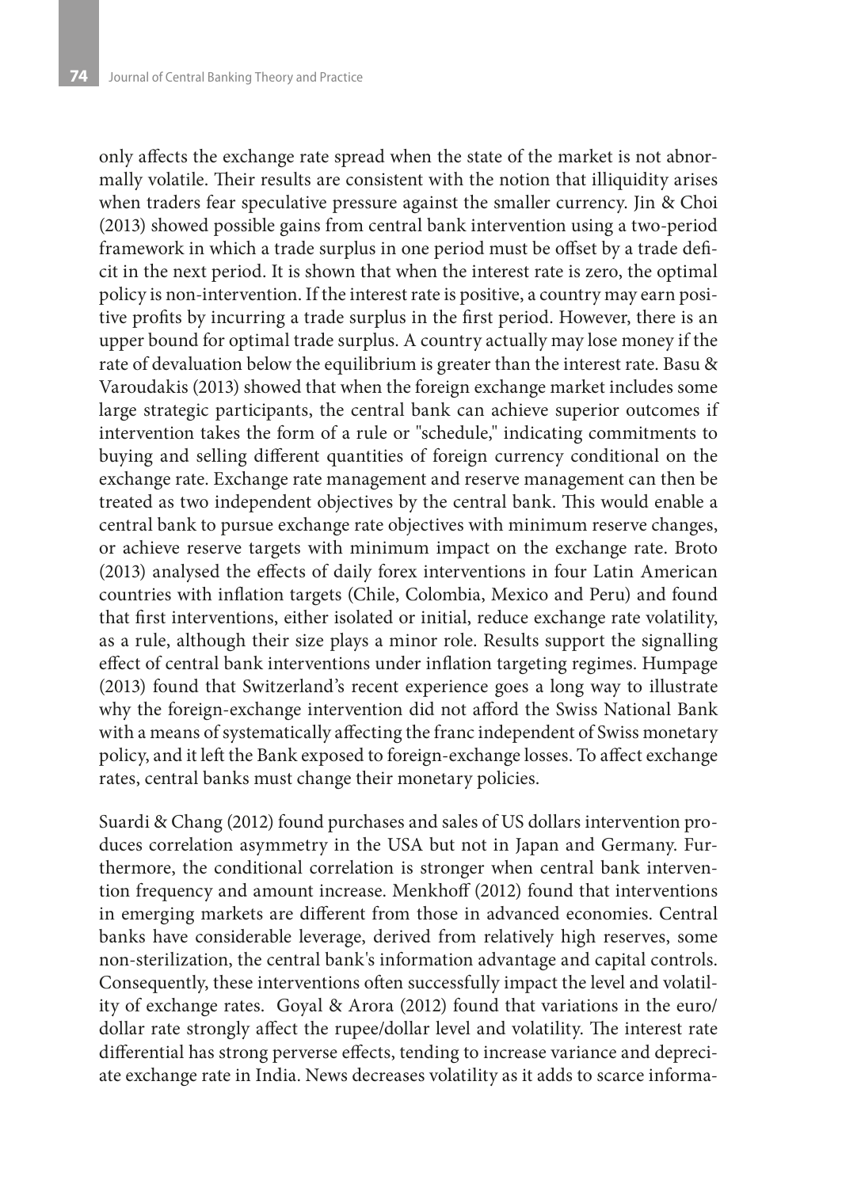only affects the exchange rate spread when the state of the market is not abnormally volatile. Their results are consistent with the notion that illiquidity arises when traders fear speculative pressure against the smaller currency. Jin & Choi (2013) showed possible gains from central bank intervention using a two-period framework in which a trade surplus in one period must be offset by a trade deficit in the next period. It is shown that when the interest rate is zero, the optimal policy is non-intervention. If the interest rate is positive, a country may earn positive profits by incurring a trade surplus in the first period. However, there is an upper bound for optimal trade surplus. A country actually may lose money if the rate of devaluation below the equilibrium is greater than the interest rate. Basu & Varoudakis (2013) showed that when the foreign exchange market includes some large strategic participants, the central bank can achieve superior outcomes if intervention takes the form of a rule or "schedule," indicating commitments to buying and selling different quantities of foreign currency conditional on the exchange rate. Exchange rate management and reserve management can then be treated as two independent objectives by the central bank. This would enable a central bank to pursue exchange rate objectives with minimum reserve changes, or achieve reserve targets with minimum impact on the exchange rate. Broto (2013) analysed the effects of daily forex interventions in four Latin American countries with inflation targets (Chile, Colombia, Mexico and Peru) and found that first interventions, either isolated or initial, reduce exchange rate volatility, as a rule, although their size plays a minor role. Results support the signalling effect of central bank interventions under inflation targeting regimes. Humpage (2013) found that Switzerland's recent experience goes a long way to illustrate why the foreign-exchange intervention did not afford the Swiss National Bank with a means of systematically affecting the franc independent of Swiss monetary policy, and it left the Bank exposed to foreign-exchange losses. To affect exchange rates, central banks must change their monetary policies.

Suardi & Chang (2012) found purchases and sales of US dollars intervention produces correlation asymmetry in the USA but not in Japan and Germany. Furthermore, the conditional correlation is stronger when central bank intervention frequency and amount increase. Menkhoff (2012) found that interventions in emerging markets are different from those in advanced economies. Central banks have considerable leverage, derived from relatively high reserves, some non-sterilization, the central bank's information advantage and capital controls. Consequently, these interventions often successfully impact the level and volatility of exchange rates. Goyal & Arora (2012) found that variations in the euro/dollar rate strongly affect the rupee/dollar level and volatility. The interest rate differential has strong perverse effects, tending to increase variance and depreciate exchange rate in India. News decreases volatility as it adds to scarce informa-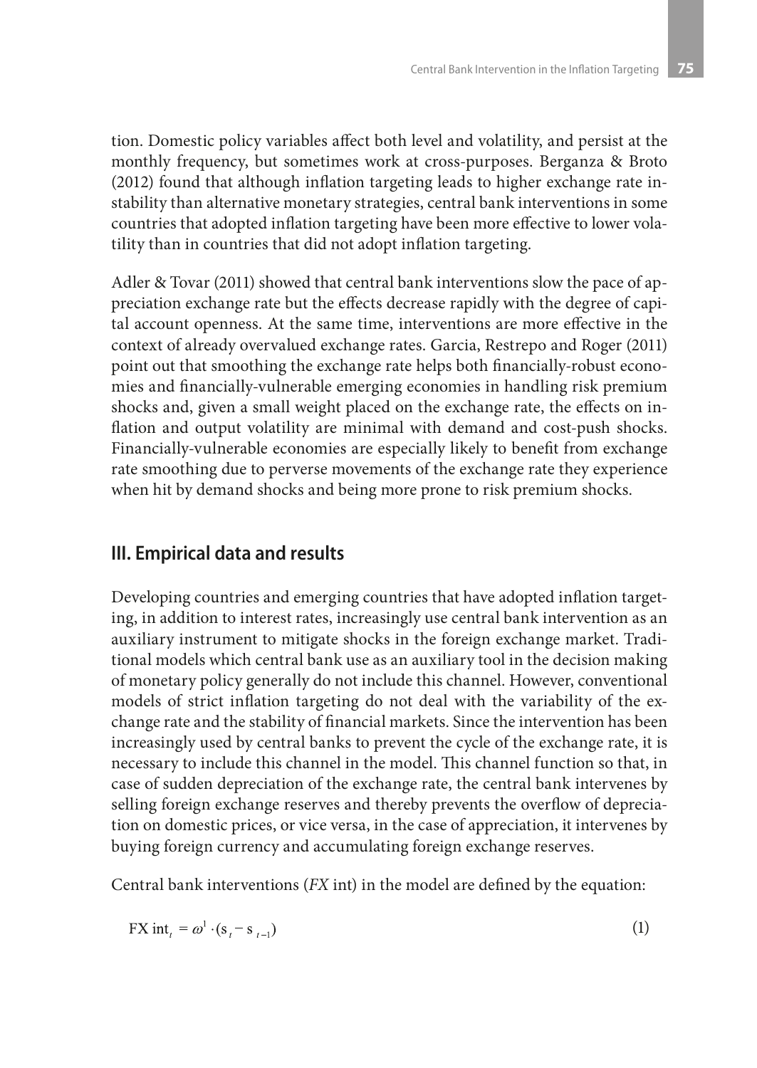tion. Domestic policy variables affect both level and volatility, and persist at the monthly frequency, but sometimes work at cross-purposes. Berganza & Broto (2012) found that although inflation targeting leads to higher exchange rate instability than alternative monetary strategies, central bank interventions in some countries that adopted inflation targeting have been more effective to lower volatility than in countries that did not adopt inflation targeting.

Adler & Tovar (2011) showed that central bank interventions slow the pace of appreciation exchange rate but the effects decrease rapidly with the degree of capital account openness. At the same time, interventions are more effective in the context of already overvalued exchange rates. Garcia, Restrepo and Roger (2011) point out that smoothing the exchange rate helps both financially-robust economies and financially-vulnerable emerging economies in handling risk premium shocks and, given a small weight placed on the exchange rate, the effects on inflation and output volatility are minimal with demand and cost-push shocks. Financially-vulnerable economies are especially likely to benefit from exchange rate smoothing due to perverse movements of the exchange rate they experience when hit by demand shocks and being more prone to risk premium shocks.

## III. Empirical data and results

Developing countries and emerging countries that have adopted inflation targeting, in addition to interest rates, increasingly use central bank intervention as an auxiliary instrument to mitigate shocks in the foreign exchange market. Traditional models which central bank use as an auxiliary tool in the decision making of monetary policy generally do not include this channel. However, conventional models of strict inflation targeting do not deal with the variability of the exchange rate and the stability of financial markets. Since the intervention has been increasingly used by central banks to prevent the cycle of the exchange rate, it is necessary to include this channel in the model. This channel function so that, in case of sudden depreciation of the exchange rate, the central bank intervenes by selling foreign exchange reserves and thereby prevents the overflow of depreciation on domestic prices, or vice versa, in the case of appreciation, it intervenes by buying foreign currency and accumulating foreign exchange reserves.

Central bank interventions (*FX* int) in the model are defined by the equation:

$$\text{FX int}_t = \omega^1 \cdot (s_t - s_{t-1}) \tag{1}$$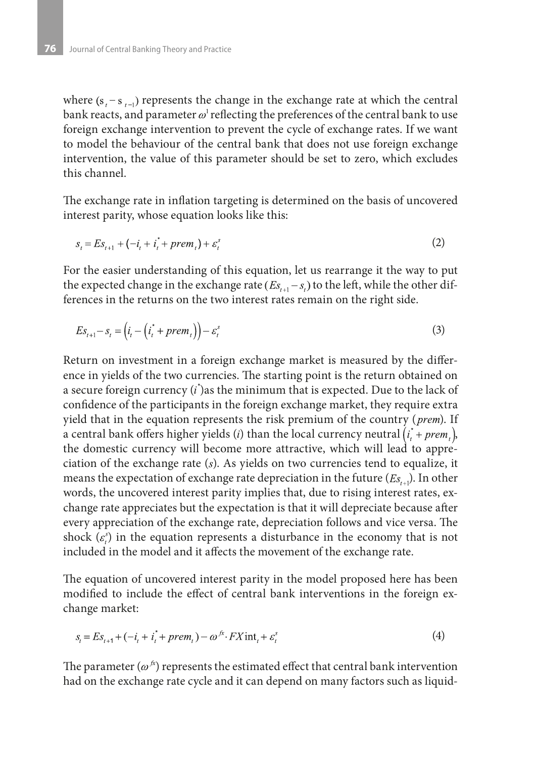where $(s_t - s_{t-1})$ represents the change in the exchange rate at which the central bank reacts, and parameter $\omega^1$ reflecting the preferences of the central bank to use foreign exchange intervention to prevent the cycle of exchange rates. If we want to model the behaviour of the central bank that does not use foreign exchange intervention, the value of this parameter should be set to zero, which excludes this channel.

The exchange rate in inflation targeting is determined on the basis of uncovered interest parity, whose equation looks like this:

$$s_t = Es_{t+1} + (-i_t + i_t^* + prem_t) + \varepsilon_t^s \tag{2}$$

For the easier understanding of this equation, let us rearrange it the way to put the expected change in the exchange rate ($Es_{t+1} - s_t$) to the left, while the other differences in the returns on the two interest rates remain on the right side.

$$Es_{t+1} - s_t = \left(i_t - \left(i_t^* + prem_t\right)\right) - \varepsilon_t^s \tag{3}$$

Return on investment in a foreign exchange market is measured by the difference in yields of the two currencies. The starting point is the return obtained on a secure foreign currency ($i^*$)as the minimum that is expected. Due to the lack of confidence of the participants in the foreign exchange market, they require extra yield that in the equation represents the risk premium of the country (*prem*). If a central bank offers higher yields ($i$) than the local currency neutral $\left(i_t^* + prem_t\right)$, the domestic currency will become more attractive, which will lead to appreciation of the exchange rate ($s$). As yields on two currencies tend to equalize, it means the expectation of exchange rate depreciation in the future ($Es_{t+1}$). In other words, the uncovered interest parity implies that, due to rising interest rates, exchange rate appreciates but the expectation is that it will depreciate because after every appreciation of the exchange rate, depreciation follows and vice versa. The shock ($\varepsilon_t^s$) in the equation represents a disturbance in the economy that is not included in the model and it affects the movement of the exchange rate.

The equation of uncovered interest parity in the model proposed here has been modified to include the effect of central bank interventions in the foreign exchange market:

$$s_t = Es_{t+1} + (-i_t + i_t^* + prem_t) - \omega^{fx} \cdot FX\text{int}_t + \varepsilon_t^s \tag{4}$$

The parameter ($\omega^{fx}$) represents the estimated effect that central bank intervention had on the exchange rate cycle and it can depend on many factors such as liquid-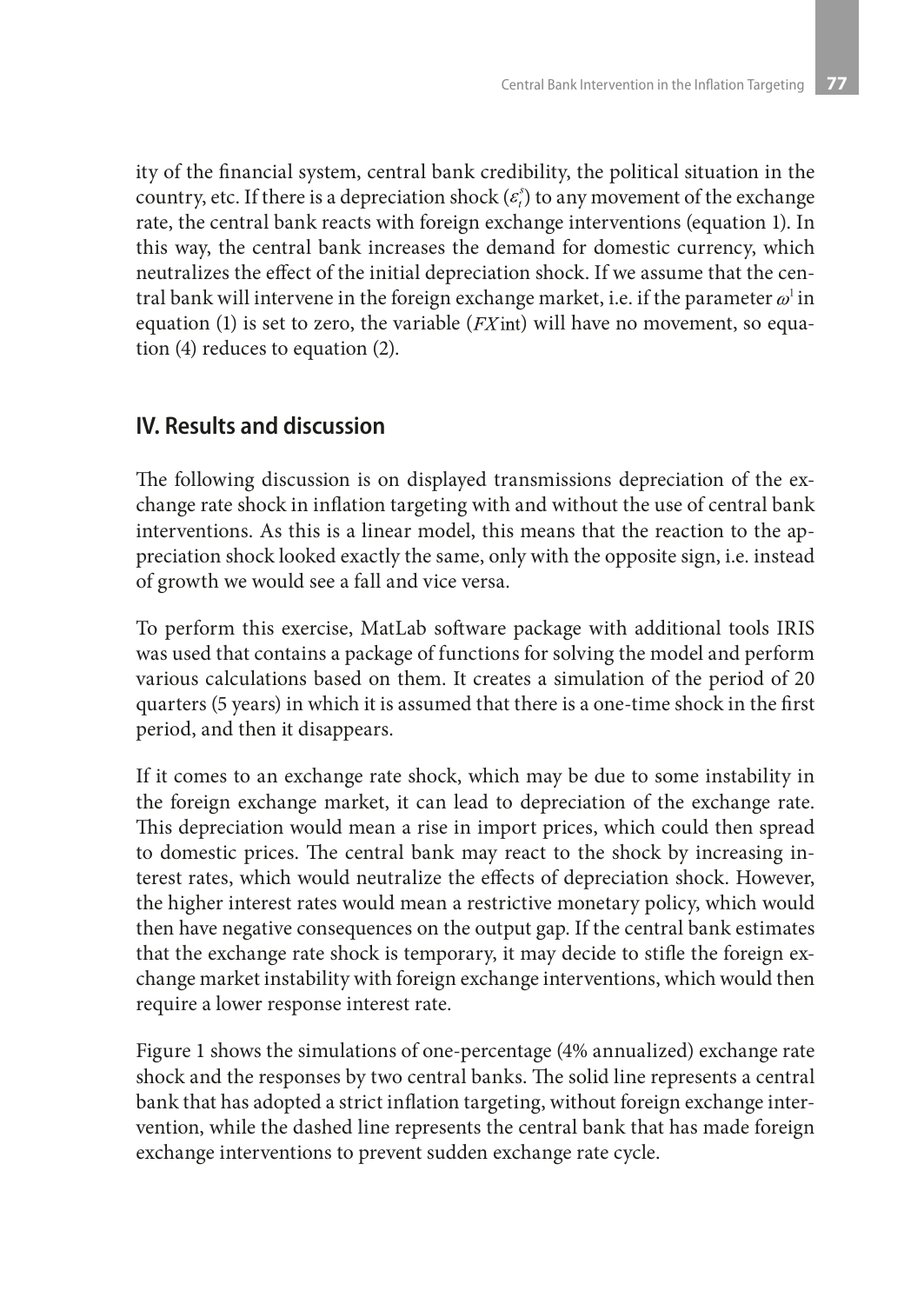ity of the financial system, central bank credibility, the political situation in the country, etc. If there is a depreciation shock ($\varepsilon_t^s$) to any movement of the exchange rate, the central bank reacts with foreign exchange interventions (equation 1). In this way, the central bank increases the demand for domestic currency, which neutralizes the effect of the initial depreciation shock. If we assume that the central bank will intervene in the foreign exchange market, i.e. if the parameter $\omega^1$ in equation (1) is set to zero, the variable ($FX\text{int}$) will have no movement, so equation (4) reduces to equation (2).

## IV. Results and discussion

The following discussion is on displayed transmissions depreciation of the exchange rate shock in inflation targeting with and without the use of central bank interventions. As this is a linear model, this means that the reaction to the appreciation shock looked exactly the same, only with the opposite sign, i.e. instead of growth we would see a fall and vice versa.

To perform this exercise, MatLab software package with additional tools IRIS was used that contains a package of functions for solving the model and perform various calculations based on them. It creates a simulation of the period of 20 quarters (5 years) in which it is assumed that there is a one-time shock in the first period, and then it disappears.

If it comes to an exchange rate shock, which may be due to some instability in the foreign exchange market, it can lead to depreciation of the exchange rate. This depreciation would mean a rise in import prices, which could then spread to domestic prices. The central bank may react to the shock by increasing interest rates, which would neutralize the effects of depreciation shock. However, the higher interest rates would mean a restrictive monetary policy, which would then have negative consequences on the output gap. If the central bank estimates that the exchange rate shock is temporary, it may decide to stifle the foreign exchange market instability with foreign exchange interventions, which would then require a lower response interest rate.

Figure 1 shows the simulations of one-percentage (4% annualized) exchange rate shock and the responses by two central banks. The solid line represents a central bank that has adopted a strict inflation targeting, without foreign exchange intervention, while the dashed line represents the central bank that has made foreign exchange interventions to prevent sudden exchange rate cycle.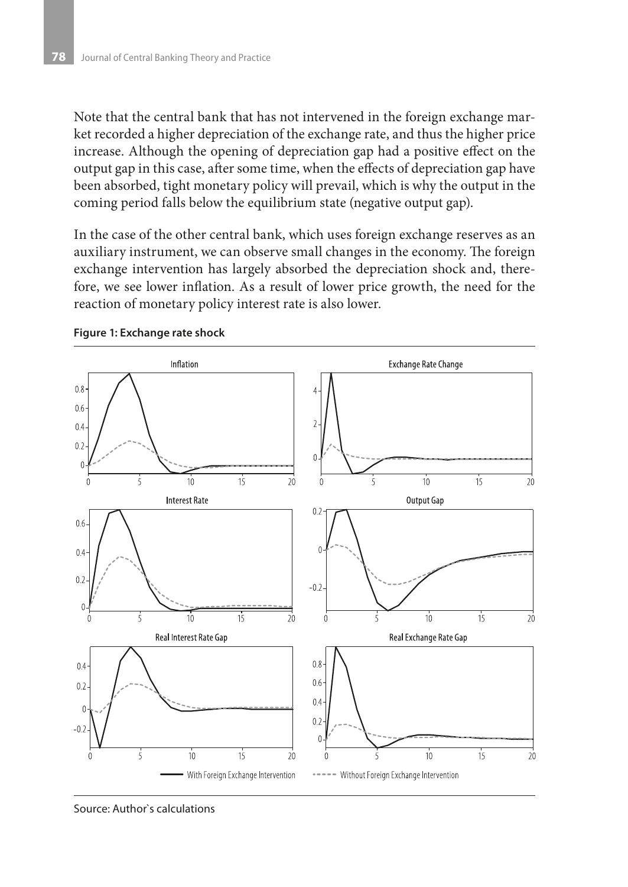Note that the central bank that has not intervened in the foreign exchange market recorded a higher depreciation of the exchange rate, and thus the higher price increase. Although the opening of depreciation gap had a positive effect on the output gap in this case, after some time, when the effects of depreciation gap have been absorbed, tight monetary policy will prevail, which is why the output in the coming period falls below the equilibrium state (negative output gap).

In the case of the other central bank, which uses foreign exchange reserves as an auxiliary instrument, we can observe small changes in the economy. The foreign exchange intervention has largely absorbed the depreciation shock and, therefore, we see lower inflation. As a result of lower price growth, the need for the reaction of monetary policy interest rate is also lower.

**Figure 1: Exchange rate shock**

Source: Author`s calculations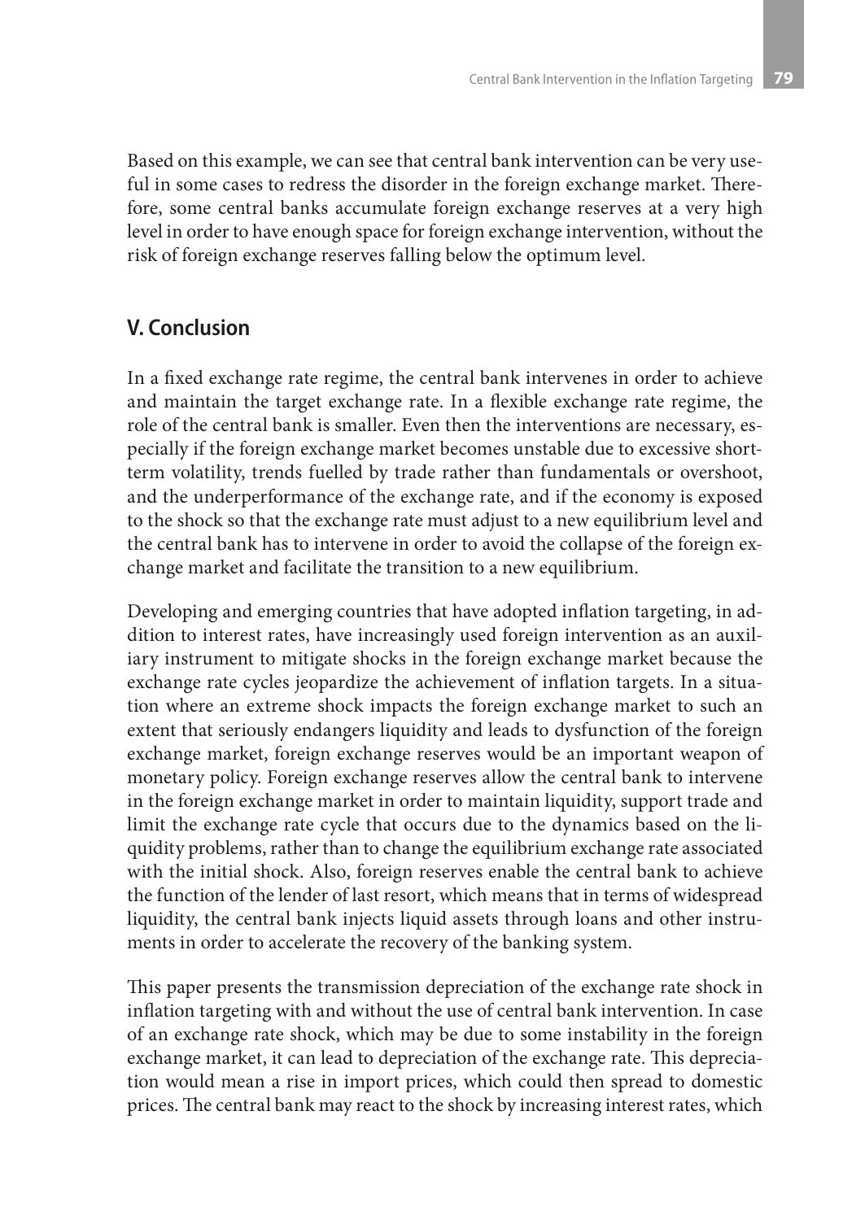Based on this example, we can see that central bank intervention can be very useful in some cases to redress the disorder in the foreign exchange market. Therefore, some central banks accumulate foreign exchange reserves at a very high level in order to have enough space for foreign exchange intervention, without the risk of foreign exchange reserves falling below the optimum level.

## V. Conclusion

In a fixed exchange rate regime, the central bank intervenes in order to achieve and maintain the target exchange rate. In a flexible exchange rate regime, the role of the central bank is smaller. Even then the interventions are necessary, especially if the foreign exchange market becomes unstable due to excessive short-term volatility, trends fuelled by trade rather than fundamentals or overshoot, and the underperformance of the exchange rate, and if the economy is exposed to the shock so that the exchange rate must adjust to a new equilibrium level and the central bank has to intervene in order to avoid the collapse of the foreign exchange market and facilitate the transition to a new equilibrium.

Developing and emerging countries that have adopted inflation targeting, in addition to interest rates, have increasingly used foreign intervention as an auxiliary instrument to mitigate shocks in the foreign exchange market because the exchange rate cycles jeopardize the achievement of inflation targets. In a situation where an extreme shock impacts the foreign exchange market to such an extent that seriously endangers liquidity and leads to dysfunction of the foreign exchange market, foreign exchange reserves would be an important weapon of monetary policy. Foreign exchange reserves allow the central bank to intervene in the foreign exchange market in order to maintain liquidity, support trade and limit the exchange rate cycle that occurs due to the dynamics based on the liquidity problems, rather than to change the equilibrium exchange rate associated with the initial shock. Also, foreign reserves enable the central bank to achieve the function of the lender of last resort, which means that in terms of widespread liquidity, the central bank injects liquid assets through loans and other instruments in order to accelerate the recovery of the banking system.

This paper presents the transmission depreciation of the exchange rate shock in inflation targeting with and without the use of central bank intervention. In case of an exchange rate shock, which may be due to some instability in the foreign exchange market, it can lead to depreciation of the exchange rate. This depreciation would mean a rise in import prices, which could then spread to domestic prices. The central bank may react to the shock by increasing interest rates, which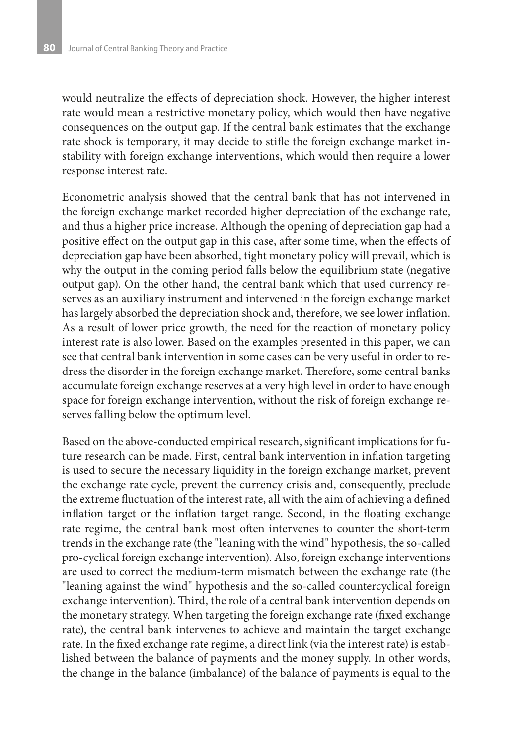would neutralize the effects of depreciation shock. However, the higher interest rate would mean a restrictive monetary policy, which would then have negative consequences on the output gap. If the central bank estimates that the exchange rate shock is temporary, it may decide to stifle the foreign exchange market instability with foreign exchange interventions, which would then require a lower response interest rate.

Econometric analysis showed that the central bank that has not intervened in the foreign exchange market recorded higher depreciation of the exchange rate, and thus a higher price increase. Although the opening of depreciation gap had a positive effect on the output gap in this case, after some time, when the effects of depreciation gap have been absorbed, tight monetary policy will prevail, which is why the output in the coming period falls below the equilibrium state (negative output gap). On the other hand, the central bank which that used currency reserves as an auxiliary instrument and intervened in the foreign exchange market has largely absorbed the depreciation shock and, therefore, we see lower inflation. As a result of lower price growth, the need for the reaction of monetary policy interest rate is also lower. Based on the examples presented in this paper, we can see that central bank intervention in some cases can be very useful in order to redress the disorder in the foreign exchange market. Therefore, some central banks accumulate foreign exchange reserves at a very high level in order to have enough space for foreign exchange intervention, without the risk of foreign exchange reserves falling below the optimum level.

Based on the above-conducted empirical research, significant implications for future research can be made. First, central bank intervention in inflation targeting is used to secure the necessary liquidity in the foreign exchange market, prevent the exchange rate cycle, prevent the currency crisis and, consequently, preclude the extreme fluctuation of the interest rate, all with the aim of achieving a defined inflation target or the inflation target range. Second, in the floating exchange rate regime, the central bank most often intervenes to counter the short-term trends in the exchange rate (the "leaning with the wind" hypothesis, the so-called pro-cyclical foreign exchange intervention). Also, foreign exchange interventions are used to correct the medium-term mismatch between the exchange rate (the "leaning against the wind" hypothesis and the so-called countercyclical foreign exchange intervention). Third, the role of a central bank intervention depends on the monetary strategy. When targeting the foreign exchange rate (fixed exchange rate), the central bank intervenes to achieve and maintain the target exchange rate. In the fixed exchange rate regime, a direct link (via the interest rate) is established between the balance of payments and the money supply. In other words, the change in the balance (imbalance) of the balance of payments is equal to the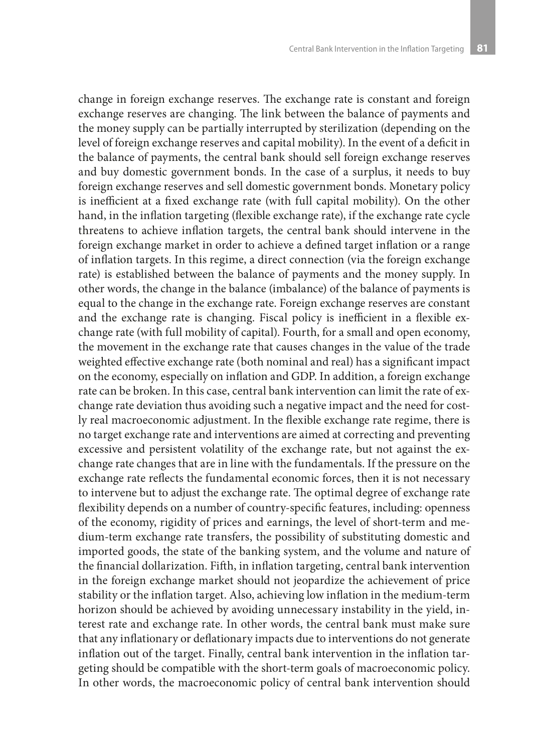change in foreign exchange reserves. The exchange rate is constant and foreign exchange reserves are changing. The link between the balance of payments and the money supply can be partially interrupted by sterilization (depending on the level of foreign exchange reserves and capital mobility). In the event of a deficit in the balance of payments, the central bank should sell foreign exchange reserves and buy domestic government bonds. In the case of a surplus, it needs to buy foreign exchange reserves and sell domestic government bonds. Monetary policy is inefficient at a fixed exchange rate (with full capital mobility). On the other hand, in the inflation targeting (flexible exchange rate), if the exchange rate cycle threatens to achieve inflation targets, the central bank should intervene in the foreign exchange market in order to achieve a defined target inflation or a range of inflation targets. In this regime, a direct connection (via the foreign exchange rate) is established between the balance of payments and the money supply. In other words, the change in the balance (imbalance) of the balance of payments is equal to the change in the exchange rate. Foreign exchange reserves are constant and the exchange rate is changing. Fiscal policy is inefficient in a flexible exchange rate (with full mobility of capital). Fourth, for a small and open economy, the movement in the exchange rate that causes changes in the value of the trade weighted effective exchange rate (both nominal and real) has a significant impact on the economy, especially on inflation and GDP. In addition, a foreign exchange rate can be broken. In this case, central bank intervention can limit the rate of exchange rate deviation thus avoiding such a negative impact and the need for costly real macroeconomic adjustment. In the flexible exchange rate regime, there is no target exchange rate and interventions are aimed at correcting and preventing excessive and persistent volatility of the exchange rate, but not against the exchange rate changes that are in line with the fundamentals. If the pressure on the exchange rate reflects the fundamental economic forces, then it is not necessary to intervene but to adjust the exchange rate. The optimal degree of exchange rate flexibility depends on a number of country-specific features, including: openness of the economy, rigidity of prices and earnings, the level of short-term and medium-term exchange rate transfers, the possibility of substituting domestic and imported goods, the state of the banking system, and the volume and nature of the financial dollarization. Fifth, in inflation targeting, central bank intervention in the foreign exchange market should not jeopardize the achievement of price stability or the inflation target. Also, achieving low inflation in the medium-term horizon should be achieved by avoiding unnecessary instability in the yield, interest rate and exchange rate. In other words, the central bank must make sure that any inflationary or deflationary impacts due to interventions do not generate inflation out of the target. Finally, central bank intervention in the inflation targeting should be compatible with the short-term goals of macroeconomic policy. In other words, the macroeconomic policy of central bank intervention should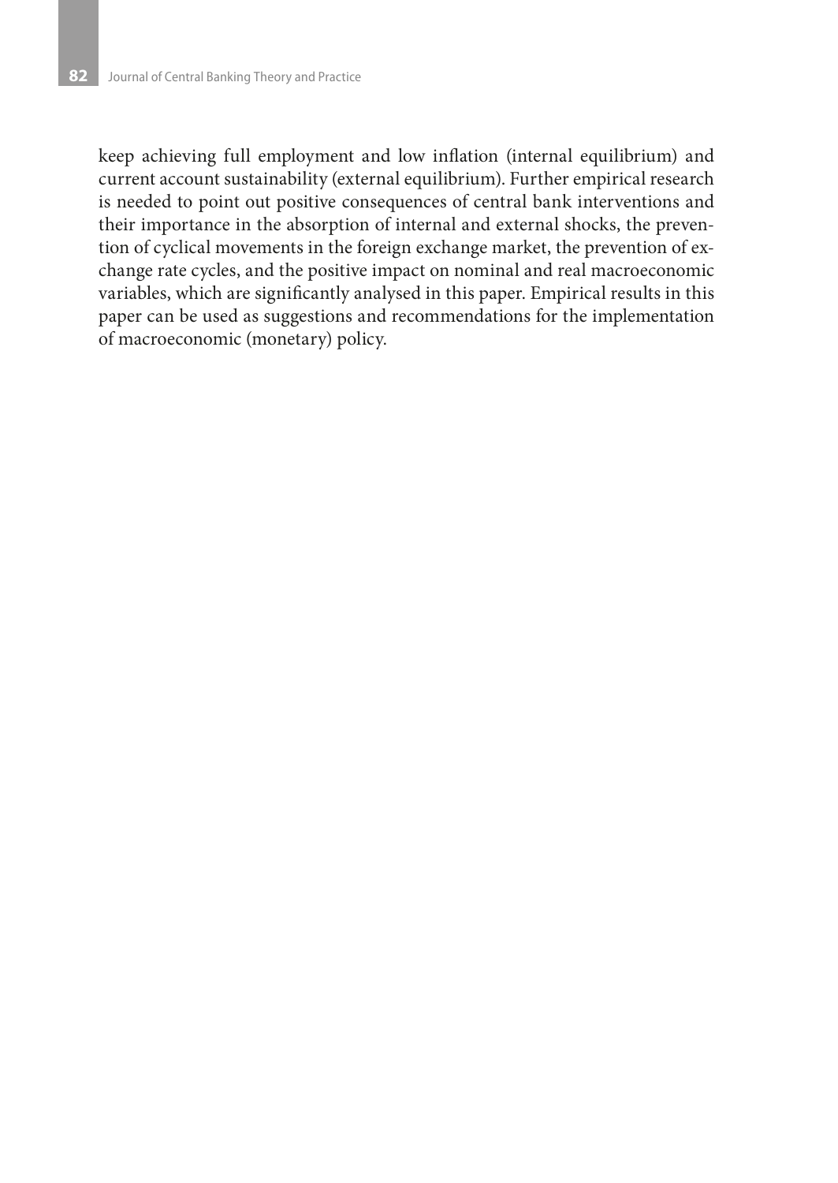keep achieving full employment and low inflation (internal equilibrium) and current account sustainability (external equilibrium). Further empirical research is needed to point out positive consequences of central bank interventions and their importance in the absorption of internal and external shocks, the prevention of cyclical movements in the foreign exchange market, the prevention of exchange rate cycles, and the positive impact on nominal and real macroeconomic variables, which are significantly analysed in this paper. Empirical results in this paper can be used as suggestions and recommendations for the implementation of macroeconomic (monetary) policy.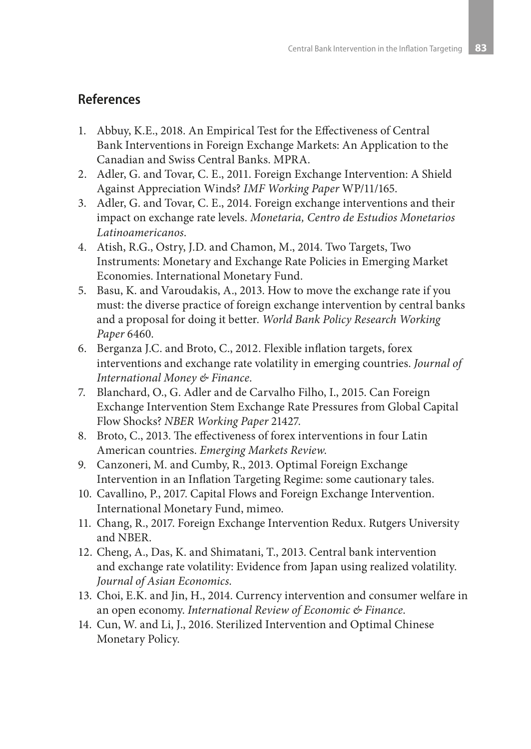## References

1. Abbuy, K.E., 2018. An Empirical Test for the Effectiveness of Central Bank Interventions in Foreign Exchange Markets: An Application to the Canadian and Swiss Central Banks. MPRA.
2. Adler, G. and Tovar, C. E., 2011. Foreign Exchange Intervention: A Shield Against Appreciation Winds? *IMF Working Paper* WP/11/165.
3. Adler, G. and Tovar, C. E., 2014. Foreign exchange interventions and their impact on exchange rate levels. *Monetaria, Centro de Estudios Monetarios Latinoamericanos*.
4. Atish, R.G., Ostry, J.D. and Chamon, M., 2014. Two Targets, Two Instruments: Monetary and Exchange Rate Policies in Emerging Market Economies. International Monetary Fund.
5. Basu, K. and Varoudakis, A., 2013. How to move the exchange rate if you must: the diverse practice of foreign exchange intervention by central banks and a proposal for doing it better. *World Bank Policy Research Working Paper* 6460.
6. Berganza J.C. and Broto, C., 2012. Flexible inflation targets, forex interventions and exchange rate volatility in emerging countries. *Journal of International Money & Finance*.
7. Blanchard, O., G. Adler and de Carvalho Filho, I., 2015. Can Foreign Exchange Intervention Stem Exchange Rate Pressures from Global Capital Flow Shocks? *NBER Working Paper* 21427.
8. Broto, C., 2013. The effectiveness of forex interventions in four Latin American countries. *Emerging Markets Review*.
9. Canzoneri, M. and Cumby, R., 2013. Optimal Foreign Exchange Intervention in an Inflation Targeting Regime: some cautionary tales.
10. Cavallino, P., 2017. Capital Flows and Foreign Exchange Intervention. International Monetary Fund, mimeo.
11. Chang, R., 2017. Foreign Exchange Intervention Redux. Rutgers University and NBER.
12. Cheng, A., Das, K. and Shimatani, T., 2013. Central bank intervention and exchange rate volatility: Evidence from Japan using realized volatility. *Journal of Asian Economics*.
13. Choi, E.K. and Jin, H., 2014. Currency intervention and consumer welfare in an open economy. *International Review of Economic & Finance*.
14. Cun, W. and Li, J., 2016. Sterilized Intervention and Optimal Chinese Monetary Policy.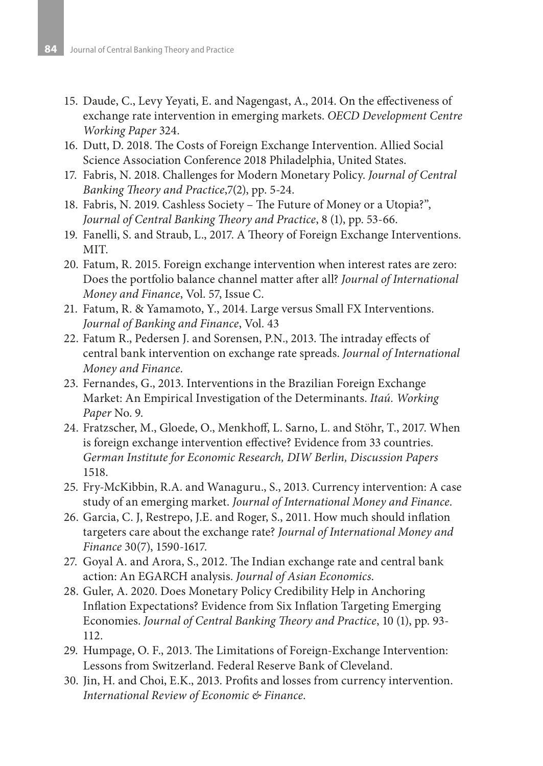15. Daude, C., Levy Yeyati, E. and Nagengast, A., 2014. On the effectiveness of exchange rate intervention in emerging markets. *OECD Development Centre Working Paper* 324.
16. Dutt, D. 2018. The Costs of Foreign Exchange Intervention. Allied Social Science Association Conference 2018 Philadelphia, United States.
17. Fabris, N. 2018. Challenges for Modern Monetary Policy. *Journal of Central Banking Theory and Practice*,7(2), pp. 5-24.
18. Fabris, N. 2019. Cashless Society – The Future of Money or a Utopia?", *Journal of Central Banking Theory and Practice*, 8 (1), pp. 53-66.
19. Fanelli, S. and Straub, L., 2017. A Theory of Foreign Exchange Interventions. MIT.
20. Fatum, R. 2015. Foreign exchange intervention when interest rates are zero: Does the portfolio balance channel matter after all? *Journal of International Money and Finance*, Vol. 57, Issue C.
21. Fatum, R. & Yamamoto, Y., 2014. Large versus Small FX Interventions. *Journal of Banking and Finance*, Vol. 43
22. Fatum R., Pedersen J. and Sorensen, P.N., 2013. The intraday effects of central bank intervention on exchange rate spreads. *Journal of International Money and Finance*.
23. Fernandes, G., 2013. Interventions in the Brazilian Foreign Exchange Market: An Empirical Investigation of the Determinants. *Itaú. Working Paper* No. 9.
24. Fratzscher, M., Gloede, O., Menkhoff, L. Sarno, L. and Stöhr, T., 2017. When is foreign exchange intervention effective? Evidence from 33 countries. *German Institute for Economic Research, DIW Berlin, Discussion Papers* 1518.
25. Fry-McKibbin, R.A. and Wanaguru., S., 2013. Currency intervention: A case study of an emerging market. *Journal of International Money and Finance*.
26. Garcia, C. J, Restrepo, J.E. and Roger, S., 2011. How much should inflation targeters care about the exchange rate? *Journal of International Money and Finance* 30(7), 1590-1617.
27. Goyal A. and Arora, S., 2012. The Indian exchange rate and central bank action: An EGARCH analysis. *Journal of Asian Economics*.
28. Guler, A. 2020. Does Monetary Policy Credibility Help in Anchoring Inflation Expectations? Evidence from Six Inflation Targeting Emerging Economies. *Journal of Central Banking Theory and Practice*, 10 (1), pp. 93-112.
29. Humpage, O. F., 2013. The Limitations of Foreign-Exchange Intervention: Lessons from Switzerland. Federal Reserve Bank of Cleveland.
30. Jin, H. and Choi, E.K., 2013. Profits and losses from currency intervention. *International Review of Economic & Finance*.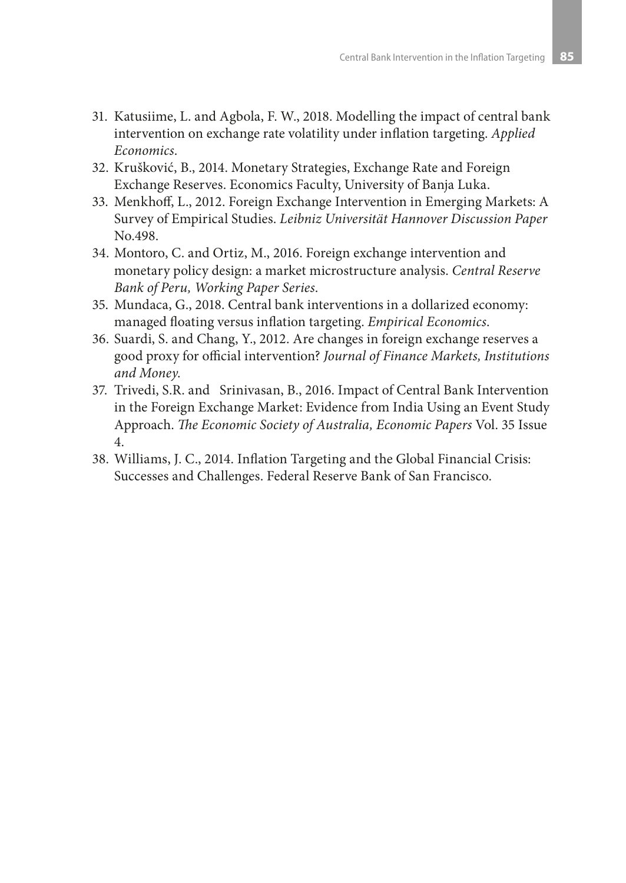31. Katusiime, L. and Agbola, F. W., 2018. Modelling the impact of central bank intervention on exchange rate volatility under inflation targeting. *Applied Economics*.
32. Krušković, B., 2014. Monetary Strategies, Exchange Rate and Foreign Exchange Reserves. Economics Faculty, University of Banja Luka.
33. Menkhoff, L., 2012. Foreign Exchange Intervention in Emerging Markets: A Survey of Empirical Studies. *Leibniz Universität Hannover Discussion Paper* No.498.
34. Montoro, C. and Ortiz, M., 2016. Foreign exchange intervention and monetary policy design: a market microstructure analysis. *Central Reserve Bank of Peru, Working Paper Series*.
35. Mundaca, G., 2018. Central bank interventions in a dollarized economy: managed floating versus inflation targeting. *Empirical Economics*.
36. Suardi, S. and Chang, Y., 2012. Are changes in foreign exchange reserves a good proxy for official intervention? *Journal of Finance Markets, Institutions and Money*.
37. Trivedi, S.R. and Srinivasan, B., 2016. Impact of Central Bank Intervention in the Foreign Exchange Market: Evidence from India Using an Event Study Approach. *The Economic Society of Australia, Economic Papers* Vol. 35 Issue 4.
38. Williams, J. C., 2014. Inflation Targeting and the Global Financial Crisis: Successes and Challenges. Federal Reserve Bank of San Francisco.